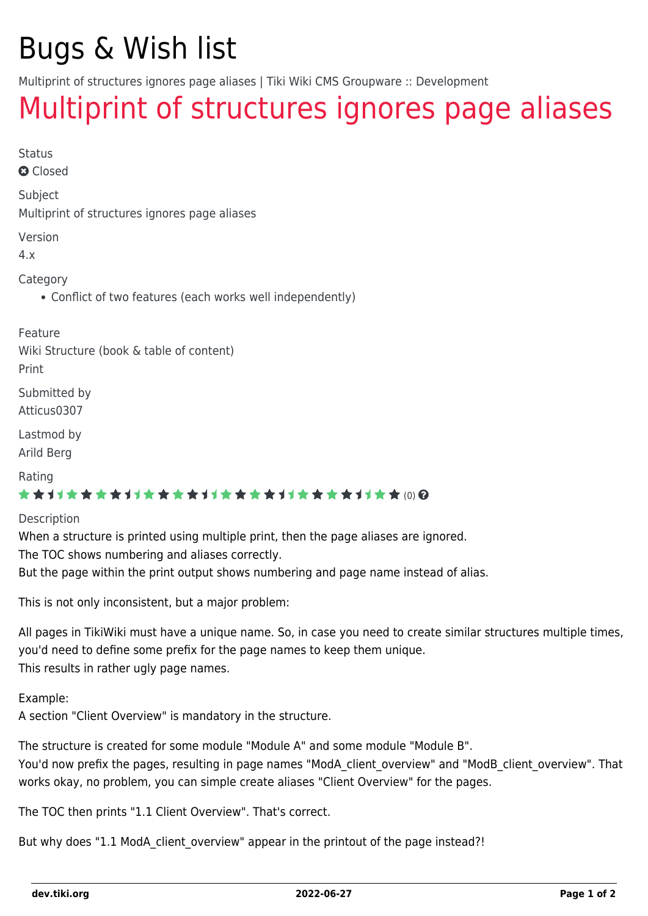# Bugs & Wish list

Multiprint of structures ignores page aliases | Tiki Wiki CMS Groupware :: Development

## Multiprint of structures ignores page aliases

Status

Closed

Subject

Multiprint of structures ignores page aliases

Version

4.x

Category

- Conflict of two features (each works well independently)

Feature

Wiki Structure (book & table of content)
Print

Submitted by

Atticus0307

Lastmod by

Arild Berg

Rating

(0)

Description

When a structure is printed using multiple print, then the page aliases are ignored.
The TOC shows numbering and aliases correctly.
But the page within the print output shows numbering and page name instead of alias.

This is not only inconsistent, but a major problem:

All pages in TikiWiki must have a unique name. So, in case you need to create similar structures multiple times, you'd need to define some prefix for the page names to keep them unique.
This results in rather ugly page names.

Example:
A section "Client Overview" is mandatory in the structure.

The structure is created for some module "Module A" and some module "Module B".
You'd now prefix the pages, resulting in page names "ModA_client_overview" and "ModB_client_overview". That works okay, no problem, you can simple create aliases "Client Overview" for the pages.

The TOC then prints "1.1 Client Overview". That's correct.

But why does "1.1 ModA_client_overview" appear in the printout of the page instead?!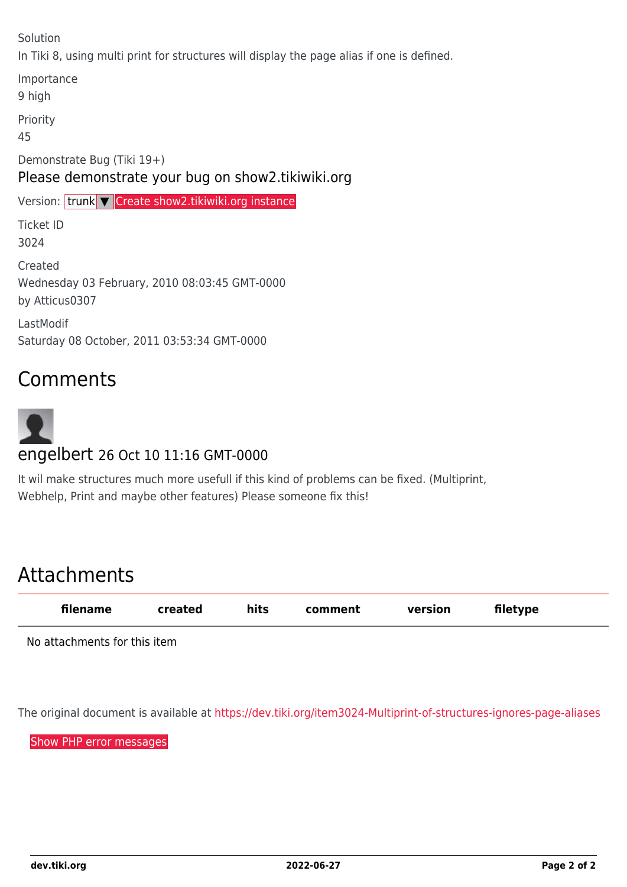Solution

In Tiki 8, using multi print for structures will display the page alias if one is defined.

Importance

9 high

Priority

45

Demonstrate Bug (Tiki 19+)

Please demonstrate your bug on show2.tikiwiki.org

Version: trunk ▼ Create show2.tikiwiki.org instance

Ticket ID

3024

Created

Wednesday 03 February, 2010 08:03:45 GMT-0000

by Atticus0307

LastModif

Saturday 08 October, 2011 03:53:34 GMT-0000

## Comments

### engelbert 26 Oct 10 11:16 GMT-0000

It wil make structures much more usefull if this kind of problems can be fixed. (Multiprint, Webhelp, Print and maybe other features) Please someone fix this!

## Attachments

| filename | created | hits | comment | version | filetype |
|---|---|---|---|---|---|
| No attachments for this item | | | | | |

The original document is available at https://dev.tiki.org/item3024-Multiprint-of-structures-ignores-page-aliases

Show PHP error messages